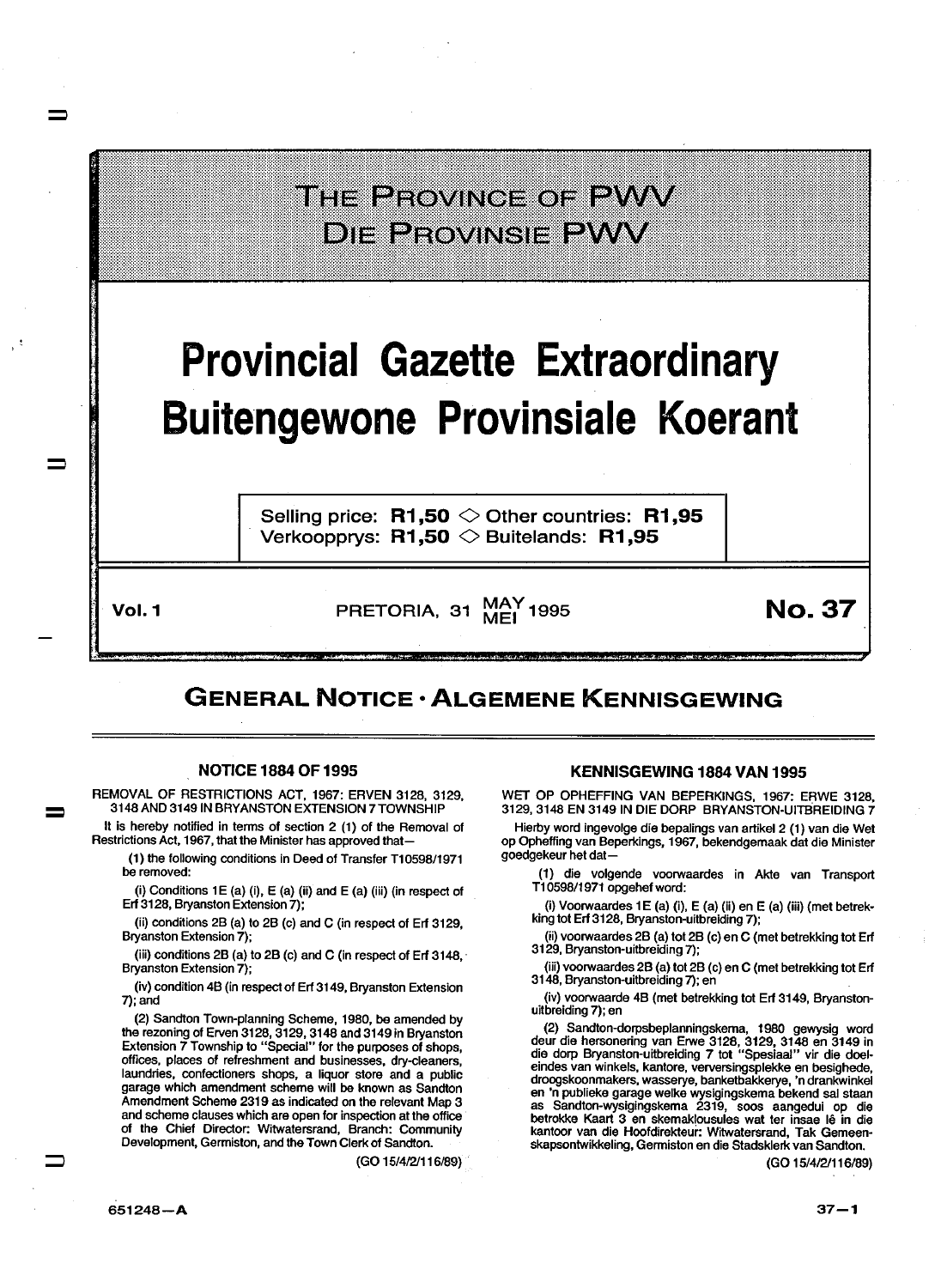# THE PROVINCE OF PWV
# DIE PROVINSIE PWV

# Provincial Gazette Extraordinary
# Buitengewone Provinsiale Koerant

Selling price: **R1,50** ◇ Other countries: **R1,95**
Verkoopprys: **R1,50** ◇ Buitelands: **R1,95**

**Vol. 1** PRETORIA, 31 MAY/MEI 1995 **No. 37**

## GENERAL NOTICE · ALGEMENE KENNISGEWING

### NOTICE 1884 OF 1995

REMOVAL OF RESTRICTIONS ACT, 1967: ERVEN 3128, 3129, 3148 AND 3149 IN BRYANSTON EXTENSION 7 TOWNSHIP

It is hereby notified in terms of section 2 (1) of the Removal of Restrictions Act, 1967, that the Minister has approved that—

(1) the following conditions in Deed of Transfer T10598/1971 be removed:

(i) Conditions 1E (a) (i), E (a) (ii) and E (a) (iii) (in respect of Erf 3128, Bryanston Extension 7);

(ii) conditions 2B (a) to 2B (c) and C (in respect of Erf 3129, Bryanston Extension 7);

(iii) conditions 2B (a) to 2B (c) and C (in respect of Erf 3148, Bryanston Extension 7);

(iv) condition 4B (in respect of Erf 3149, Bryanston Extension 7); and

(2) Sandton Town-planning Scheme, 1980, be amended by the rezoning of Erven 3128, 3129, 3148 and 3149 in Bryanston Extension 7 Township to "Special" for the purposes of shops, offices, places of refreshment and businesses, dry-cleaners, laundries, confectioners shops, a liquor store and a public garage which amendment scheme will be known as Sandton Amendment Scheme 2319 as indicated on the relevant Map 3 and scheme clauses which are open for inspection at the office of the Chief Director: Witwatersrand, Branch: Community Development, Germiston, and the Town Clerk of Sandton.

(GO 15/4/2/116/89)

### KENNISGEWING 1884 VAN 1995

WET OP OPHEFFING VAN BEPERKINGS, 1967: ERWE 3128, 3129, 3148 EN 3149 IN DIE DORP BRYANSTON-UITBREIDING 7

Hierby word ingevolge die bepalings van artikel 2 (1) van die Wet op Opheffing van Beperkings, 1967, bekendgemaak dat die Minister goedgekeur het dat—

(1) die volgende voorwaardes in Akte van Transport T10598/1971 opgehef word:

(i) Voorwaardes 1E (a) (i), E (a) (ii) en E (a) (iii) (met betrekking tot Erf 3128, Bryanston-uitbreiding 7);

(ii) voorwaardes 2B (a) tot 2B (c) en C (met betrekking tot Erf 3129, Bryanston-uitbreiding 7);

(iii) voorwaardes 2B (a) tot 2B (c) en C (met betrekking tot Erf 3148, Bryanston-uitbreiding 7); en

(iv) voorwaarde 4B (met betrekking tot Erf 3149, Bryanston-uitbreiding 7); en

(2) Sandton-dorpsbeplanningskema, 1980 gewysig word deur die hersonering van Erwe 3128, 3129, 3148 en 3149 in die dorp Bryanston-uitbreiding 7 tot "Spesiaal" vir die doeleindes van winkels, kantore, verversingsplekke en besighede, droogskoonmakers, wasserye, banketbakkerye, 'n drankwinkel en 'n publieke garage welke wysigingskema bekend sal staan as Sandton-wysigingskema 2319, soos aangedui op die betrokke Kaart 3 en skemaklousules wat ter insae lê in die kantoor van die Hoofdirekteur: Witwatersrand, Tak Gemeenskapsontwikkeling, Germiston en die Stadsklerk van Sandton.

(GO 15/4/2/116/89)

651248—A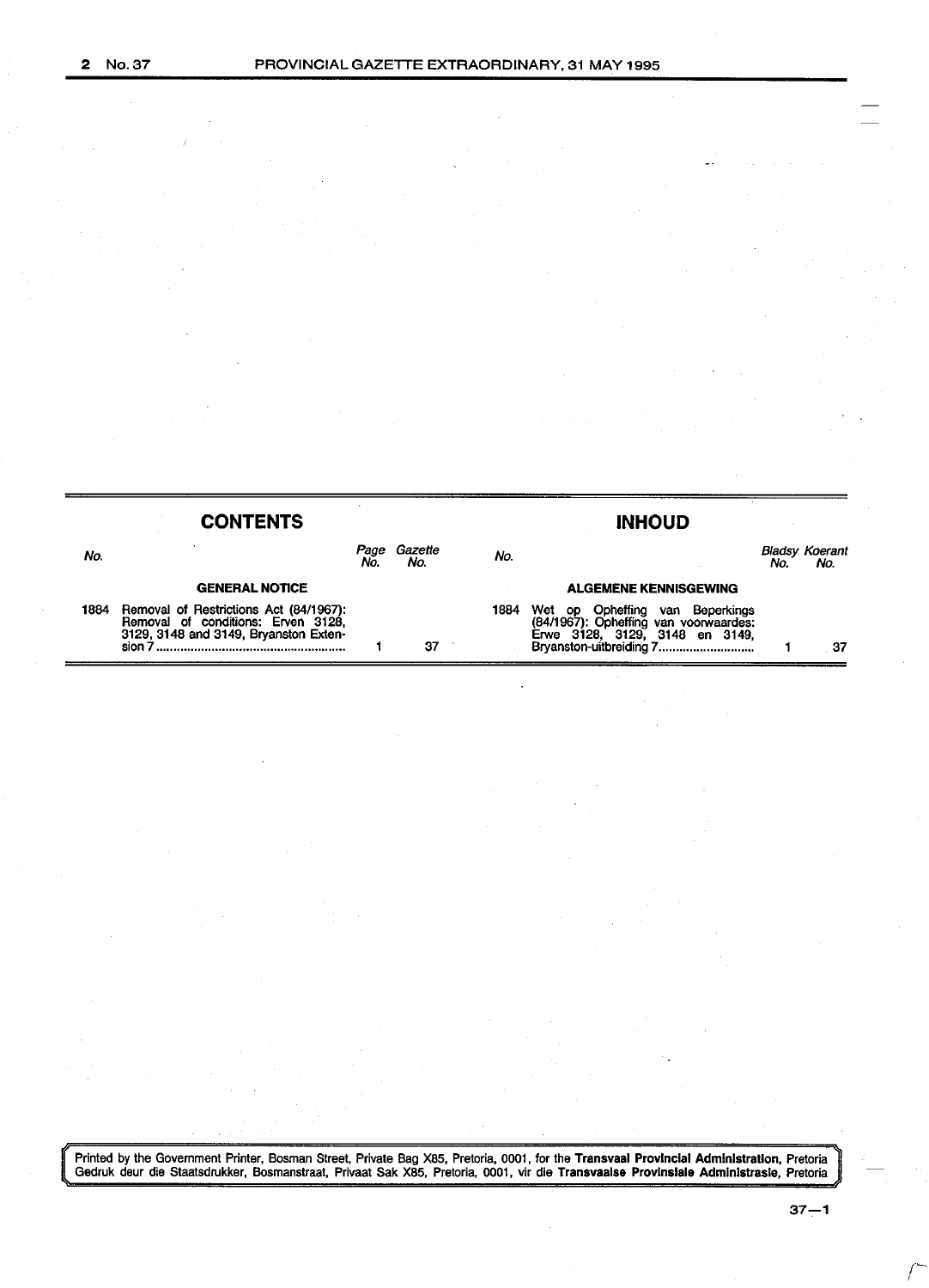## CONTENTS

| No. | | Page No. | Gazette No. |
|---|---|---|---|
| | **GENERAL NOTICE** | | |
| 1884 | Removal of Restrictions Act (84/1967): Removal of conditions: Erven 3128, 3129, 3148 and 3149, Bryanston Extension 7 | 1 | 37 |

## INHOUD

| No. | | Bladsy No. | Koerant No. |
|---|---|---|---|
| | **ALGEMENE KENNISGEWING** | | |
| 1884 | Wet op Opheffing van Beperkings (84/1967): Opheffing van voorwaardes: Erwe 3128, 3129, 3148 en 3149, Bryanston-uitbreiding 7 | 1 | 37 |

Printed by the Government Printer, Bosman Street, Private Bag X85, Pretoria, 0001, for the **Transvaal Provincial Administration**, Pretoria
Gedruk deur die Staatsdrukker, Bosmanstraat, Privaat Sak X85, Pretoria, 0001, vir die **Transvaalse Provinsiale Administrasie**, Pretoria

37—1